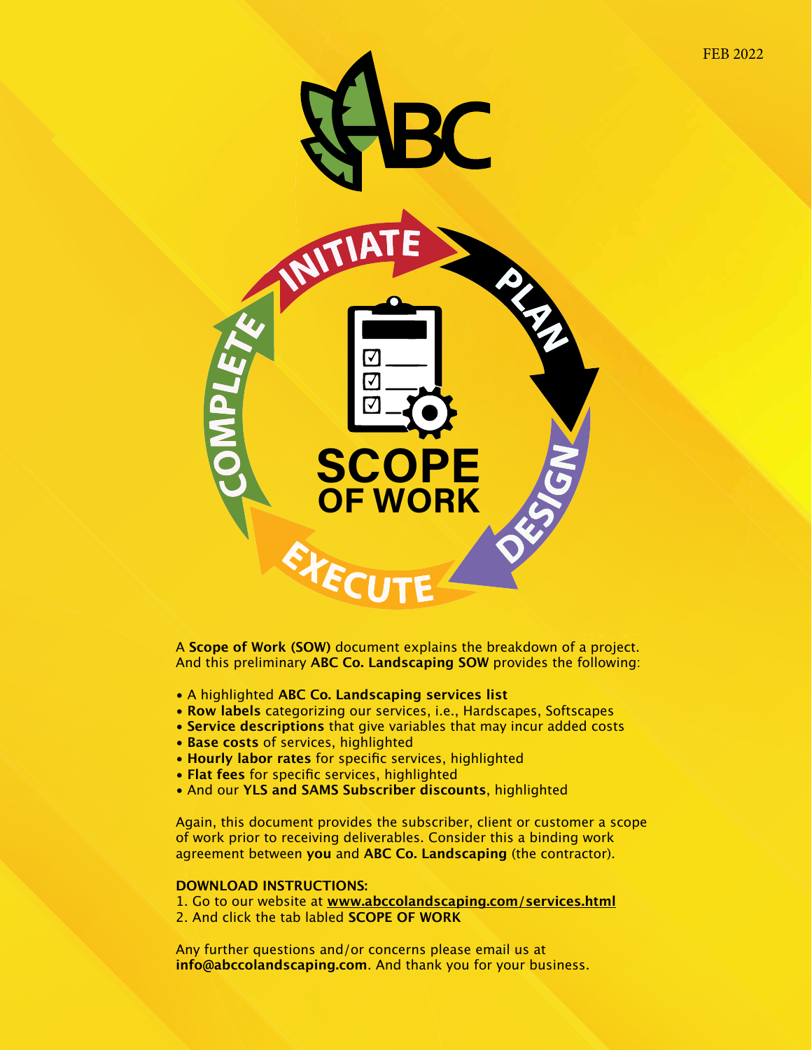FEB 2022

ABC

INITIATE · PLAN · DESIGN · EXECUTE · COMPLETE

# SCOPE OF WORK

A **Scope of Work (SOW)** document explains the breakdown of a project. And this preliminary **ABC Co. Landscaping SOW** provides the following:

- A highlighted **ABC Co. Landscaping services list**
- **Row labels** categorizing our services, i.e., Hardscapes, Softscapes
- **Service descriptions** that give variables that may incur added costs
- **Base costs** of services, highlighted
- **Hourly labor rates** for specific services, highlighted
- **Flat fees** for specific services, highlighted
- And our **YLS and SAMS Subscriber discounts**, highlighted

Again, this document provides the subscriber, client or customer a scope of work prior to receiving deliverables. Consider this a binding work agreement between **you** and **ABC Co. Landscaping** (the contractor).

**DOWNLOAD INSTRUCTIONS:**

1. Go to our website at **www.abccolandscaping.com/services.html**
2. And click the tab labled **SCOPE OF WORK**

Any further questions and/or concerns please email us at **info@abccolandscaping.com**. And thank you for your business.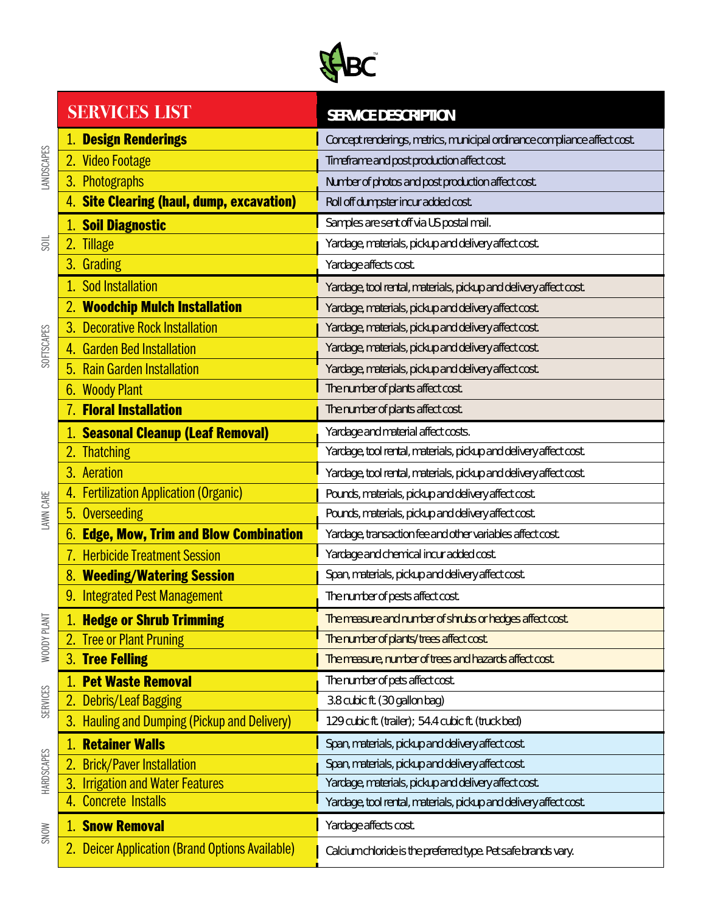ABC™

| Category | SERVICES LIST | SERVICE DESCRIPTION |
|---|---|---|
| LANDSCAPES | 1. **Design Renderings** | Concept renderings, metrics, municipal ordinance compliance affect cost. |
| | 2. Video Footage | Timeframe and post production affect cost. |
| | 3. Photographs | Number of photos and post production affect cost. |
| | 4. **Site Clearing (haul, dump, excavation)** | Roll off dumpster incur added cost. |
| SOIL | 1. **Soil Diagnostic** | Samples are sent off via US postal mail. |
| | 2. Tillage | Yardage, materials, pickup and delivery affect cost. |
| | 3. Grading | Yardage affects cost. |
| SOFTSCAPES | 1. Sod Installation | Yardage, tool rental, materials, pickup and delivery affect cost. |
| | 2. **Woodchip Mulch Installation** | Yardage, materials, pickup and delivery affect cost. |
| | 3. Decorative Rock Installation | Yardage, materials, pickup and delivery affect cost. |
| | 4. Garden Bed Installation | Yardage, materials, pickup and delivery affect cost. |
| | 5. Rain Garden Installation | Yardage, materials, pickup and delivery affect cost. |
| | 6. Woody Plant | The number of plants affect cost. |
| | 7. **Floral Installation** | The number of plants affect cost. |
| LAWN CARE | 1. **Seasonal Cleanup (Leaf Removal)** | Yardage and material affect costs. |
| | 2. Thatching | Yardage, tool rental, materials, pickup and delivery affect cost. |
| | 3. Aeration | Yardage, tool rental, materials, pickup and delivery affect cost. |
| | 4. Fertilization Application (Organic) | Pounds, materials, pickup and delivery affect cost. |
| | 5. Overseeding | Pounds, materials, pickup and delivery affect cost. |
| | 6. **Edge, Mow, Trim and Blow Combination** | Yardage, transaction fee and other variables affect cost. |
| | 7. Herbicide Treatment Session | Yardage and chemical incur added cost. |
| | 8. **Weeding/Watering Session** | Span, materials, pickup and delivery affect cost. |
| | 9. Integrated Pest Management | The number of pests affect cost. |
| WOODY PLANT | 1. **Hedge or Shrub Trimming** | The measure and number of shrubs or hedges affect cost. |
| | 2. Tree or Plant Pruning | The number of plants/trees affect cost. |
| | 3. **Tree Felling** | The measure, number of trees and hazards affect cost. |
| SERVICES | 1. **Pet Waste Removal** | The number of pets affect cost. |
| | 2. Debris/Leaf Bagging | 3.8 cubic ft. (30 gallon bag) |
| | 3. Hauling and Dumping (Pickup and Delivery) | 129 cubic ft. (trailer); 54.4 cubic ft. (truck bed) |
| HARDSCAPES | 1. **Retainer Walls** | Span, materials, pickup and delivery affect cost. |
| | 2. Brick/Paver Installation | Span, materials, pickup and delivery affect cost. |
| | 3. Irrigation and Water Features | Yardage, materials, pickup and delivery affect cost. |
| | 4. Concrete Installs | Yardage, tool rental, materials, pickup and delivery affect cost. |
| SNOW | 1. **Snow Removal** | Yardage affects cost. |
| | 2. Deicer Application (Brand Options Available) | Calcium chloride is the preferred type. Pet safe brands vary. |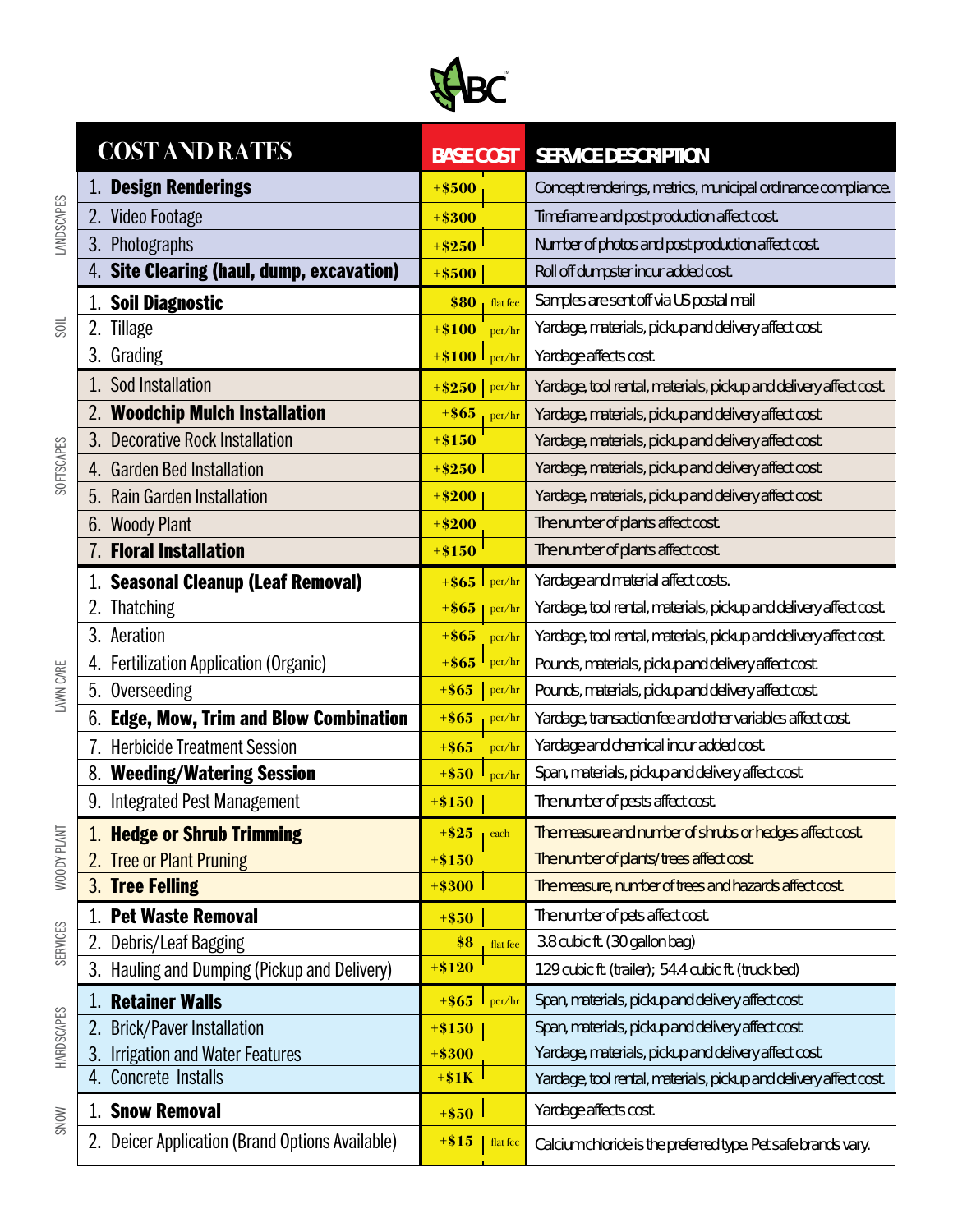ABC™

| Category | COST AND RATES | BASE COST | | SERVICE DESCRIPTION |
|---|---|---|---|---|
| LANDSCAPES | 1. **Design Renderings** | +$500 | | Concept renderings, metrics, municipal ordinance compliance. |
| | 2. Video Footage | +$300 | | Timeframe and post production affect cost. |
| | 3. Photographs | +$250 | | Number of photos and post production affect cost. |
| | 4. **Site Clearing (haul, dump, excavation)** | +$500 | | Roll off dumpster incur added cost. |
| SOIL | 1. **Soil Diagnostic** | $80 | flat fee | Samples are sent off via US postal mail |
| | 2. Tillage | +$100 | per/hr | Yardage, materials, pickup and delivery affect cost. |
| | 3. Grading | +$100 | per/hr | Yardage affects cost. |
| SOFTSCAPES | 1. Sod Installation | +$250 | per/hr | Yardage, tool rental, materials, pickup and delivery affect cost. |
| | 2. **Woodchip Mulch Installation** | +$65 | per/hr | Yardage, materials, pickup and delivery affect cost. |
| | 3. Decorative Rock Installation | +$150 | | Yardage, materials, pickup and delivery affect cost. |
| | 4. Garden Bed Installation | +$250 | | Yardage, materials, pickup and delivery affect cost. |
| | 5. Rain Garden Installation | +$200 | | Yardage, materials, pickup and delivery affect cost. |
| | 6. Woody Plant | +$200 | | The number of plants affect cost. |
| | 7. **Floral Installation** | +$150 | | The number of plants affect cost. |
| LAWN CARE | 1. **Seasonal Cleanup (Leaf Removal)** | +$65 | per/hr | Yardage and material affect costs. |
| | 2. Thatching | +$65 | per/hr | Yardage, tool rental, materials, pickup and delivery affect cost. |
| | 3. Aeration | +$65 | per/hr | Yardage, tool rental, materials, pickup and delivery affect cost. |
| | 4. Fertilization Application (Organic) | +$65 | per/hr | Pounds, materials, pickup and delivery affect cost. |
| | 5. Overseeding | +$65 | per/hr | Pounds, materials, pickup and delivery affect cost. |
| | 6. **Edge, Mow, Trim and Blow Combination** | +$65 | per/hr | Yardage, transaction fee and other variables affect cost. |
| | 7. Herbicide Treatment Session | +$65 | per/hr | Yardage and chemical incur added cost. |
| | 8. **Weeding/Watering Session** | +$50 | per/hr | Span, materials, pickup and delivery affect cost. |
| | 9. Integrated Pest Management | +$150 | | The number of pests affect cost. |
| WOODY PLANT | 1. **Hedge or Shrub Trimming** | +$25 | each | The measure and number of shrubs or hedges affect cost. |
| | 2. Tree or Plant Pruning | +$150 | | The number of plants/trees affect cost. |
| | 3. **Tree Felling** | +$300 | | The measure, number of trees and hazards affect cost. |
| SERVICES | 1. **Pet Waste Removal** | +$50 | | The number of pets affect cost. |
| | 2. Debris/Leaf Bagging | $8 | flat fee | 3.8 cubic ft. (30 gallon bag) |
| | 3. Hauling and Dumping (Pickup and Delivery) | +$120 | | 129 cubic ft. (trailer); 54.4 cubic ft. (truck bed) |
| HARDSCAPES | 1. **Retainer Walls** | +$65 | per/hr | Span, materials, pickup and delivery affect cost. |
| | 2. Brick/Paver Installation | +$150 | | Span, materials, pickup and delivery affect cost. |
| | 3. Irrigation and Water Features | +$300 | | Yardage, materials, pickup and delivery affect cost. |
| | 4. Concrete Installs | +$1K | | Yardage, tool rental, materials, pickup and delivery affect cost. |
| SNOW | 1. **Snow Removal** | +$50 | | Yardage affects cost. |
| | 2. Deicer Application (Brand Options Available) | +$15 | flat fee | Calcium chloride is the preferred type. Pet safe brands vary. |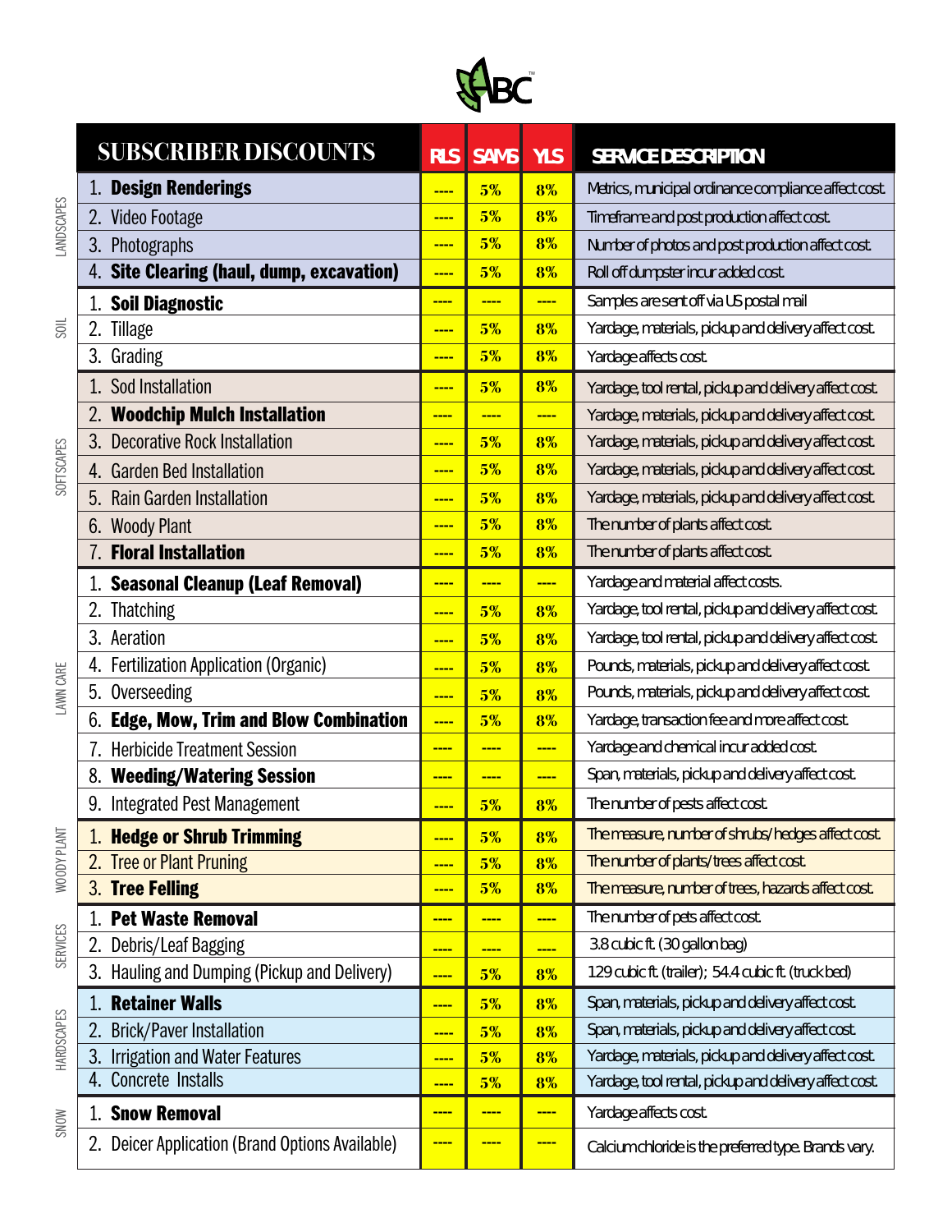ABC™

| SUBSCRIBER DISCOUNTS | | RLS | SAMS | YLS | SERVICE DESCRIPTION |
|---|---|---|---|---|---|
| LANDSCAPES | 1. **Design Renderings** | ---- | 5% | 8% | Metrics, municipal ordinance compliance affect cost. |
| | 2. Video Footage | ---- | 5% | 8% | Timeframe and post production affect cost. |
| | 3. Photographs | ---- | 5% | 8% | Number of photos and post production affect cost. |
| | 4. **Site Clearing (haul, dump, excavation)** | ---- | 5% | 8% | Roll off dumpster incur added cost. |
| SOIL | 1. **Soil Diagnostic** | ---- | ---- | ---- | Samples are sent off via US postal mail |
| | 2. Tillage | ---- | 5% | 8% | Yardage, materials, pickup and delivery affect cost. |
| | 3. Grading | ---- | 5% | 8% | Yardage affects cost. |
| SOFTSCAPES | 1. Sod Installation | ---- | 5% | 8% | Yardage, tool rental, pickup and delivery affect cost. |
| | 2. **Woodchip Mulch Installation** | ---- | ---- | ---- | Yardage, materials, pickup and delivery affect cost. |
| | 3. Decorative Rock Installation | ---- | 5% | 8% | Yardage, materials, pickup and delivery affect cost. |
| | 4. Garden Bed Installation | ---- | 5% | 8% | Yardage, materials, pickup and delivery affect cost. |
| | 5. Rain Garden Installation | ---- | 5% | 8% | Yardage, materials, pickup and delivery affect cost. |
| | 6. Woody Plant | ---- | 5% | 8% | The number of plants affect cost. |
| | 7. **Floral Installation** | ---- | 5% | 8% | The number of plants affect cost. |
| LAWN CARE | 1. **Seasonal Cleanup (Leaf Removal)** | ---- | ---- | ---- | Yardage and material affect costs. |
| | 2. Thatching | ---- | 5% | 8% | Yardage, tool rental, pickup and delivery affect cost. |
| | 3. Aeration | ---- | 5% | 8% | Yardage, tool rental, pickup and delivery affect cost. |
| | 4. Fertilization Application (Organic) | ---- | 5% | 8% | Pounds, materials, pickup and delivery affect cost. |
| | 5. Overseeding | ---- | 5% | 8% | Pounds, materials, pickup and delivery affect cost. |
| | 6. **Edge, Mow, Trim and Blow Combination** | ---- | 5% | 8% | Yardage, transaction fee and more affect cost. |
| | 7. Herbicide Treatment Session | ---- | ---- | ---- | Yardage and chemical incur added cost. |
| | 8. **Weeding/Watering Session** | ---- | ---- | ---- | Span, materials, pickup and delivery affect cost. |
| | 9. Integrated Pest Management | ---- | 5% | 8% | The number of pests affect cost. |
| WOODY PLANT | 1. **Hedge or Shrub Trimming** | ---- | 5% | 8% | The measure, number of shrubs/hedges affect cost. |
| | 2. Tree or Plant Pruning | ---- | 5% | 8% | The number of plants/trees affect cost. |
| | 3. **Tree Felling** | ---- | 5% | 8% | The measure, number of trees, hazards affect cost. |
| SERVICES | 1. **Pet Waste Removal** | ---- | ---- | ---- | The number of pets affect cost. |
| | 2. Debris/Leaf Bagging | ---- | ---- | ---- | 3.8 cubic ft. (30 gallon bag) |
| | 3. Hauling and Dumping (Pickup and Delivery) | ---- | 5% | 8% | 129 cubic ft. (trailer); 54.4 cubic ft. (truck bed) |
| HARDSCAPES | 1. **Retainer Walls** | ---- | 5% | 8% | Span, materials, pickup and delivery affect cost. |
| | 2. Brick/Paver Installation | ---- | 5% | 8% | Span, materials, pickup and delivery affect cost. |
| | 3. Irrigation and Water Features | ---- | 5% | 8% | Yardage, materials, pickup and delivery affect cost. |
| | 4. Concrete Installs | ---- | 5% | 8% | Yardage, tool rental, pickup and delivery affect cost. |
| SNOW | 1. **Snow Removal** | ---- | ---- | ---- | Yardage affects cost. |
| | 2. Deicer Application (Brand Options Available) | ---- | ---- | ---- | Calcium chloride is the preferred type. Brands vary. |